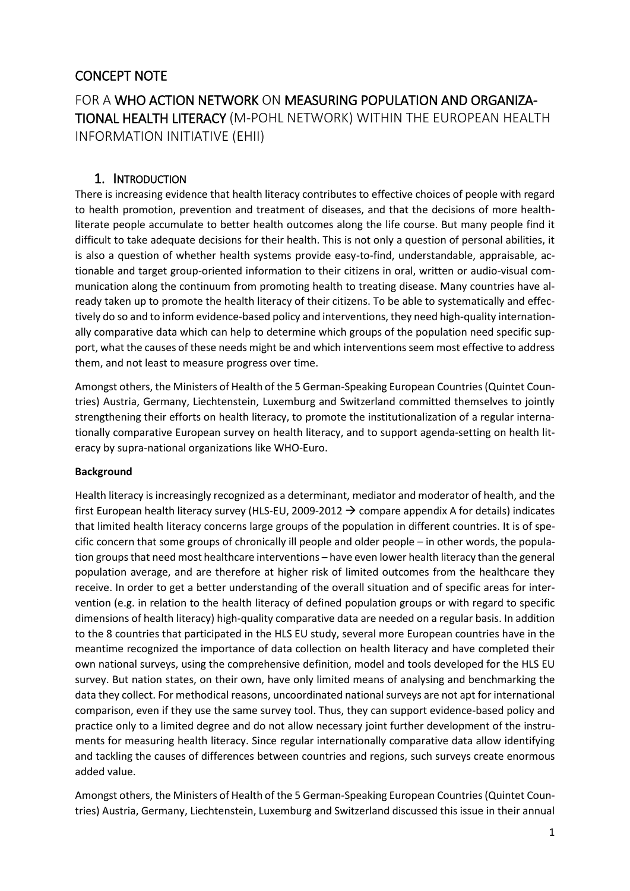# CONCEPT NOTE

## FOR A WHO ACTION NETWORK ON MEASURING POPULATION AND ORGANIZATIONAL HEALTH LITERACY (M-POHL NETWORK) WITHIN THE EUROPEAN HEALTH INFORMATION INITIATIVE (EHII)

## 1. INTRODUCTION

There is increasing evidence that health literacy contributes to effective choices of people with regard to health promotion, prevention and treatment of diseases, and that the decisions of more health-literate people accumulate to better health outcomes along the life course. But many people find it difficult to take adequate decisions for their health. This is not only a question of personal abilities, it is also a question of whether health systems provide easy-to-find, understandable, appraisable, actionable and target group-oriented information to their citizens in oral, written or audio-visual communication along the continuum from promoting health to treating disease. Many countries have already taken up to promote the health literacy of their citizens. To be able to systematically and effectively do so and to inform evidence-based policy and interventions, they need high-quality internationally comparative data which can help to determine which groups of the population need specific support, what the causes of these needs might be and which interventions seem most effective to address them, and not least to measure progress over time.

Amongst others, the Ministers of Health of the 5 German-Speaking European Countries (Quintet Countries) Austria, Germany, Liechtenstein, Luxemburg and Switzerland committed themselves to jointly strengthening their efforts on health literacy, to promote the institutionalization of a regular internationally comparative European survey on health literacy, and to support agenda-setting on health literacy by supra-national organizations like WHO-Euro.

**Background**

Health literacy is increasingly recognized as a determinant, mediator and moderator of health, and the first European health literacy survey (HLS-EU, 2009-2012 → compare appendix A for details) indicates that limited health literacy concerns large groups of the population in different countries. It is of specific concern that some groups of chronically ill people and older people – in other words, the population groups that need most healthcare interventions – have even lower health literacy than the general population average, and are therefore at higher risk of limited outcomes from the healthcare they receive. In order to get a better understanding of the overall situation and of specific areas for intervention (e.g. in relation to the health literacy of defined population groups or with regard to specific dimensions of health literacy) high-quality comparative data are needed on a regular basis. In addition to the 8 countries that participated in the HLS EU study, several more European countries have in the meantime recognized the importance of data collection on health literacy and have completed their own national surveys, using the comprehensive definition, model and tools developed for the HLS EU survey. But nation states, on their own, have only limited means of analysing and benchmarking the data they collect. For methodical reasons, uncoordinated national surveys are not apt for international comparison, even if they use the same survey tool. Thus, they can support evidence-based policy and practice only to a limited degree and do not allow necessary joint further development of the instruments for measuring health literacy. Since regular internationally comparative data allow identifying and tackling the causes of differences between countries and regions, such surveys create enormous added value.

Amongst others, the Ministers of Health of the 5 German-Speaking European Countries (Quintet Countries) Austria, Germany, Liechtenstein, Luxemburg and Switzerland discussed this issue in their annual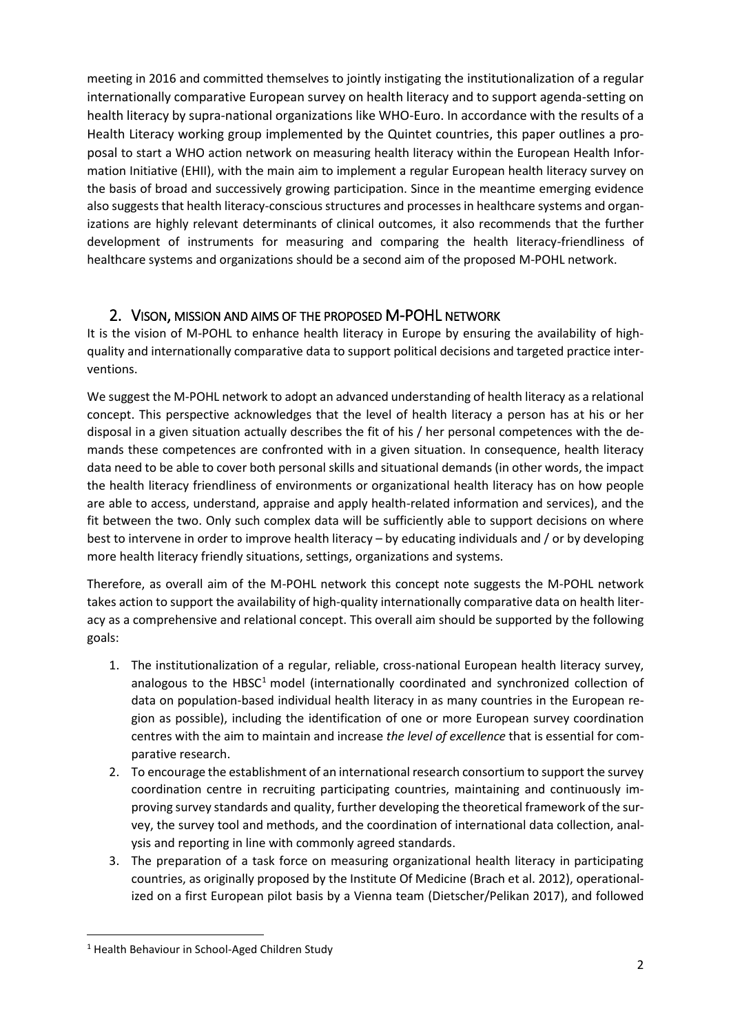meeting in 2016 and committed themselves to jointly instigating the institutionalization of a regular internationally comparative European survey on health literacy and to support agenda-setting on health literacy by supra-national organizations like WHO-Euro. In accordance with the results of a Health Literacy working group implemented by the Quintet countries, this paper outlines a proposal to start a WHO action network on measuring health literacy within the European Health Information Initiative (EHII), with the main aim to implement a regular European health literacy survey on the basis of broad and successively growing participation. Since in the meantime emerging evidence also suggests that health literacy-conscious structures and processes in healthcare systems and organizations are highly relevant determinants of clinical outcomes, it also recommends that the further development of instruments for measuring and comparing the health literacy-friendliness of healthcare systems and organizations should be a second aim of the proposed M-POHL network.

## 2. Vison, mission and aims of the proposed M-POHL network

It is the vision of M-POHL to enhance health literacy in Europe by ensuring the availability of high-quality and internationally comparative data to support political decisions and targeted practice interventions.

We suggest the M-POHL network to adopt an advanced understanding of health literacy as a relational concept. This perspective acknowledges that the level of health literacy a person has at his or her disposal in a given situation actually describes the fit of his / her personal competences with the demands these competences are confronted with in a given situation. In consequence, health literacy data need to be able to cover both personal skills and situational demands (in other words, the impact the health literacy friendliness of environments or organizational health literacy has on how people are able to access, understand, appraise and apply health-related information and services), and the fit between the two. Only such complex data will be sufficiently able to support decisions on where best to intervene in order to improve health literacy – by educating individuals and / or by developing more health literacy friendly situations, settings, organizations and systems.

Therefore, as overall aim of the M-POHL network this concept note suggests the M-POHL network takes action to support the availability of high-quality internationally comparative data on health literacy as a comprehensive and relational concept. This overall aim should be supported by the following goals:

1. The institutionalization of a regular, reliable, cross-national European health literacy survey, analogous to the HBSC[1] model (internationally coordinated and synchronized collection of data on population-based individual health literacy in as many countries in the European region as possible), including the identification of one or more European survey coordination centres with the aim to maintain and increase *the level of excellence* that is essential for comparative research.
2. To encourage the establishment of an international research consortium to support the survey coordination centre in recruiting participating countries, maintaining and continuously improving survey standards and quality, further developing the theoretical framework of the survey, the survey tool and methods, and the coordination of international data collection, analysis and reporting in line with commonly agreed standards.
3. The preparation of a task force on measuring organizational health literacy in participating countries, as originally proposed by the Institute Of Medicine (Brach et al. 2012), operationalized on a first European pilot basis by a Vienna team (Dietscher/Pelikan 2017), and followed

[1] Health Behaviour in School-Aged Children Study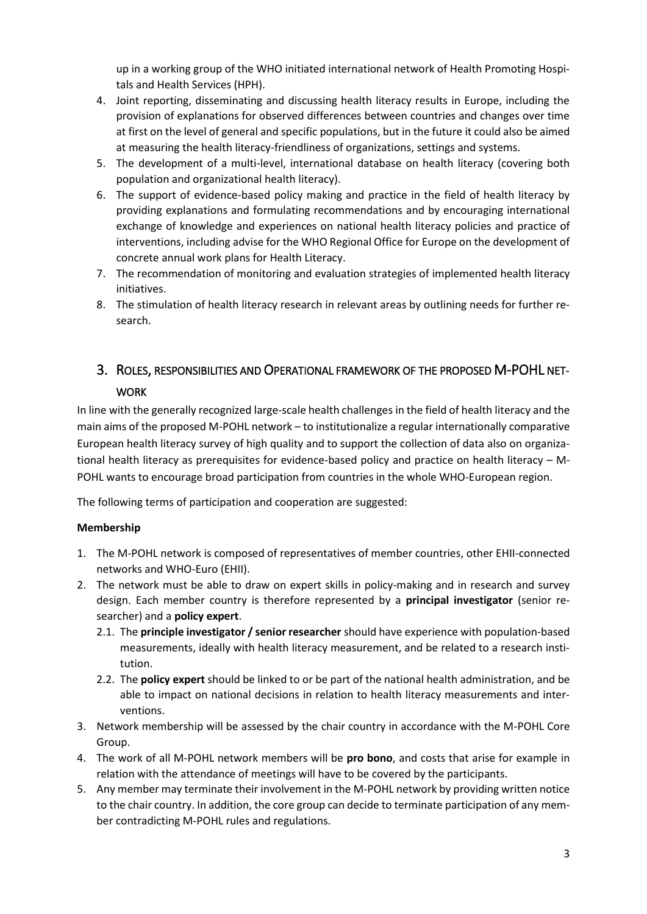up in a working group of the WHO initiated international network of Health Promoting Hospitals and Health Services (HPH).

4. Joint reporting, disseminating and discussing health literacy results in Europe, including the provision of explanations for observed differences between countries and changes over time at first on the level of general and specific populations, but in the future it could also be aimed at measuring the health literacy-friendliness of organizations, settings and systems.
5. The development of a multi-level, international database on health literacy (covering both population and organizational health literacy).
6. The support of evidence-based policy making and practice in the field of health literacy by providing explanations and formulating recommendations and by encouraging international exchange of knowledge and experiences on national health literacy policies and practice of interventions, including advise for the WHO Regional Office for Europe on the development of concrete annual work plans for Health Literacy.
7. The recommendation of monitoring and evaluation strategies of implemented health literacy initiatives.
8. The stimulation of health literacy research in relevant areas by outlining needs for further research.

## 3. Roles, responsibilities and Operational framework of the proposed M-POHL network

In line with the generally recognized large-scale health challenges in the field of health literacy and the main aims of the proposed M-POHL network – to institutionalize a regular internationally comparative European health literacy survey of high quality and to support the collection of data also on organizational health literacy as prerequisites for evidence-based policy and practice on health literacy – M-POHL wants to encourage broad participation from countries in the whole WHO-European region.

The following terms of participation and cooperation are suggested:

**Membership**

1. The M-POHL network is composed of representatives of member countries, other EHII-connected networks and WHO-Euro (EHII).
2. The network must be able to draw on expert skills in policy-making and in research and survey design. Each member country is therefore represented by a **principal investigator** (senior researcher) and a **policy expert**.
   2.1. The **principle investigator / senior researcher** should have experience with population-based measurements, ideally with health literacy measurement, and be related to a research institution.
   2.2. The **policy expert** should be linked to or be part of the national health administration, and be able to impact on national decisions in relation to health literacy measurements and interventions.
3. Network membership will be assessed by the chair country in accordance with the M-POHL Core Group.
4. The work of all M-POHL network members will be **pro bono**, and costs that arise for example in relation with the attendance of meetings will have to be covered by the participants.
5. Any member may terminate their involvement in the M-POHL network by providing written notice to the chair country. In addition, the core group can decide to terminate participation of any member contradicting M-POHL rules and regulations.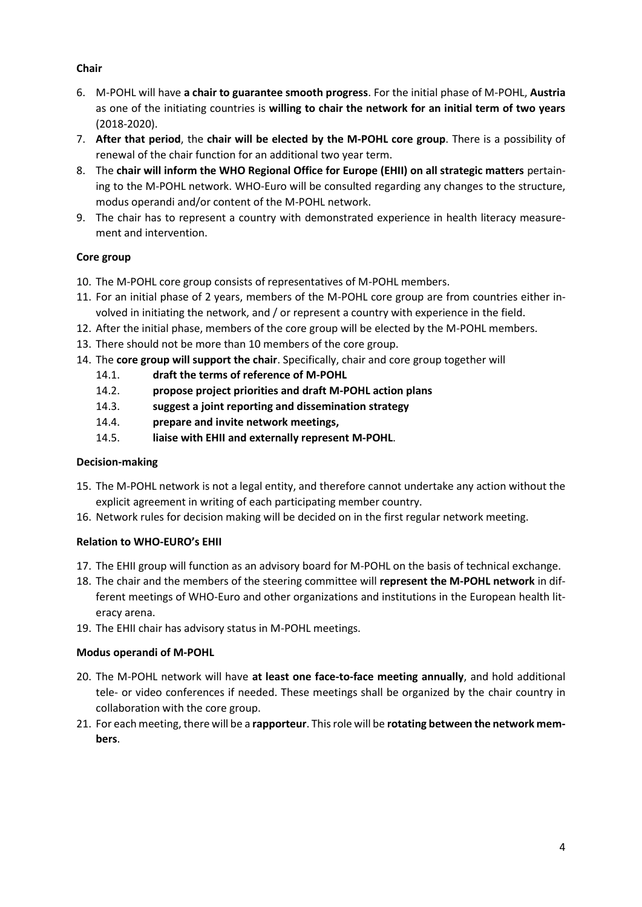**Chair**

6. M-POHL will have **a chair to guarantee smooth progress**. For the initial phase of M-POHL, **Austria** as one of the initiating countries is **willing to chair the network for an initial term of two years** (2018-2020).
7. **After that period**, the **chair will be elected by the M-POHL core group**. There is a possibility of renewal of the chair function for an additional two year term.
8. The **chair will inform the WHO Regional Office for Europe (EHII) on all strategic matters** pertaining to the M-POHL network. WHO-Euro will be consulted regarding any changes to the structure, modus operandi and/or content of the M-POHL network.
9. The chair has to represent a country with demonstrated experience in health literacy measurement and intervention.

**Core group**

10. The M-POHL core group consists of representatives of M-POHL members.
11. For an initial phase of 2 years, members of the M-POHL core group are from countries either involved in initiating the network, and / or represent a country with experience in the field.
12. After the initial phase, members of the core group will be elected by the M-POHL members.
13. There should not be more than 10 members of the core group.
14. The **core group will support the chair**. Specifically, chair and core group together will
    - 14.1. **draft the terms of reference of M-POHL**
    - 14.2. **propose project priorities and draft M-POHL action plans**
    - 14.3. **suggest a joint reporting and dissemination strategy**
    - 14.4. **prepare and invite network meetings,**
    - 14.5. **liaise with EHII and externally represent M-POHL**.

**Decision-making**

15. The M-POHL network is not a legal entity, and therefore cannot undertake any action without the explicit agreement in writing of each participating member country.
16. Network rules for decision making will be decided on in the first regular network meeting.

**Relation to WHO-EURO's EHII**

17. The EHII group will function as an advisory board for M-POHL on the basis of technical exchange.
18. The chair and the members of the steering committee will **represent the M-POHL network** in different meetings of WHO-Euro and other organizations and institutions in the European health literacy arena.
19. The EHII chair has advisory status in M-POHL meetings.

**Modus operandi of M-POHL**

20. The M-POHL network will have **at least one face-to-face meeting annually**, and hold additional tele- or video conferences if needed. These meetings shall be organized by the chair country in collaboration with the core group.
21. For each meeting, there will be a **rapporteur**. This role will be **rotating between the network members**.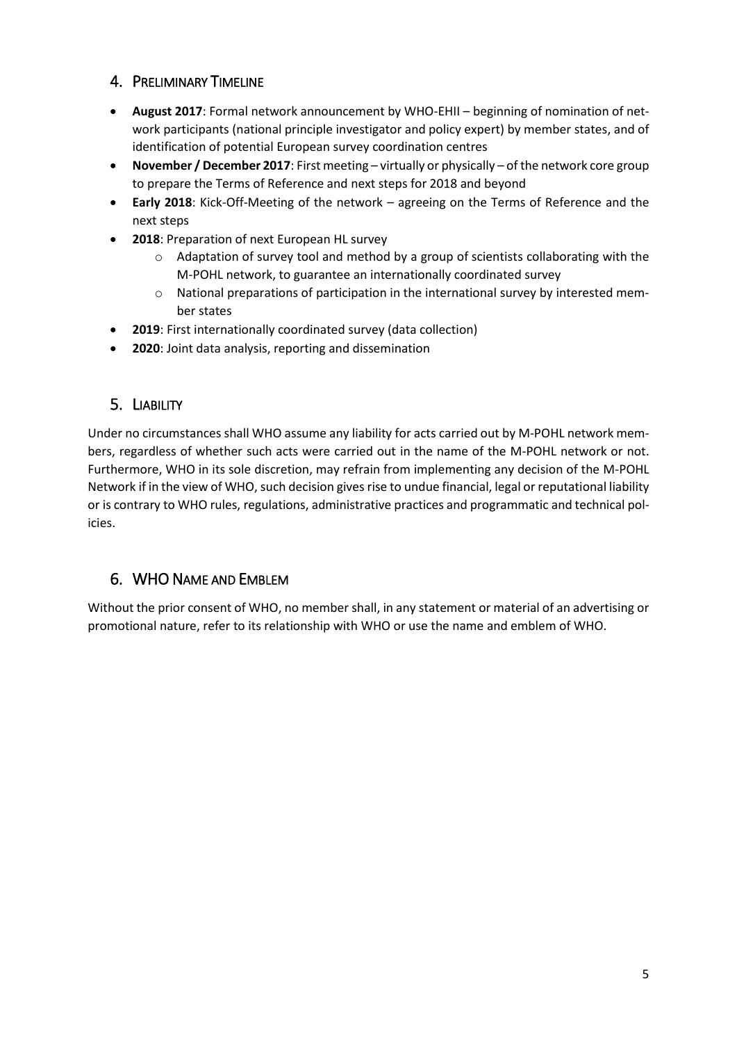## 4. Preliminary Timeline

- **August 2017**: Formal network announcement by WHO-EHII – beginning of nomination of network participants (national principle investigator and policy expert) by member states, and of identification of potential European survey coordination centres
- **November / December 2017**: First meeting – virtually or physically – of the network core group to prepare the Terms of Reference and next steps for 2018 and beyond
- **Early 2018**: Kick-Off-Meeting of the network – agreeing on the Terms of Reference and the next steps
- **2018**: Preparation of next European HL survey
  - Adaptation of survey tool and method by a group of scientists collaborating with the M-POHL network, to guarantee an internationally coordinated survey
  - National preparations of participation in the international survey by interested member states
- **2019**: First internationally coordinated survey (data collection)
- **2020**: Joint data analysis, reporting and dissemination

## 5. Liability

Under no circumstances shall WHO assume any liability for acts carried out by M-POHL network members, regardless of whether such acts were carried out in the name of the M-POHL network or not. Furthermore, WHO in its sole discretion, may refrain from implementing any decision of the M-POHL Network if in the view of WHO, such decision gives rise to undue financial, legal or reputational liability or is contrary to WHO rules, regulations, administrative practices and programmatic and technical policies.

## 6. WHO Name and Emblem

Without the prior consent of WHO, no member shall, in any statement or material of an advertising or promotional nature, refer to its relationship with WHO or use the name and emblem of WHO.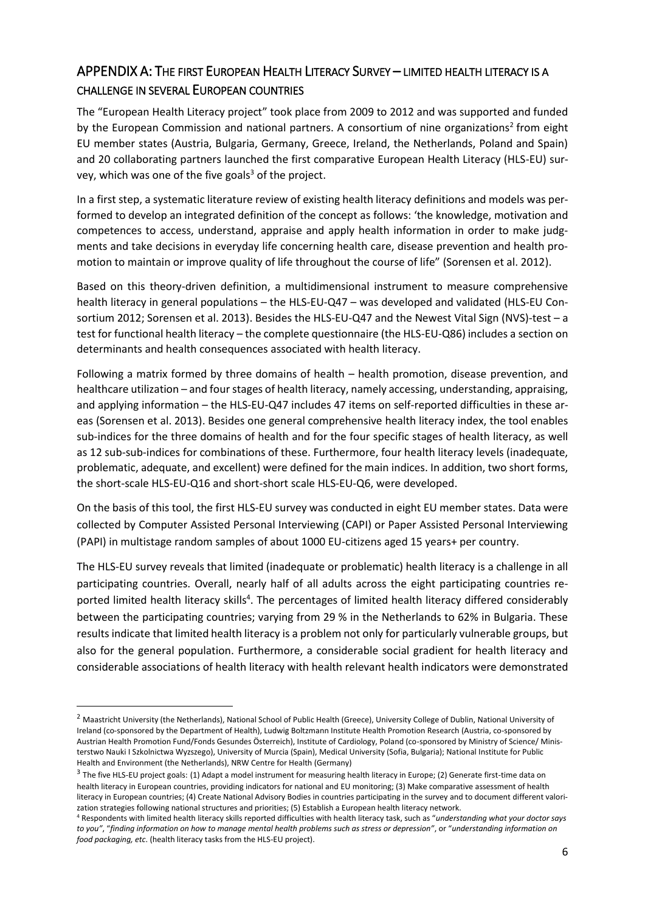## APPENDIX A: THE FIRST EUROPEAN HEALTH LITERACY SURVEY – LIMITED HEALTH LITERACY IS A CHALLENGE IN SEVERAL EUROPEAN COUNTRIES

The "European Health Literacy project" took place from 2009 to 2012 and was supported and funded by the European Commission and national partners. A consortium of nine organizations[2] from eight EU member states (Austria, Bulgaria, Germany, Greece, Ireland, the Netherlands, Poland and Spain) and 20 collaborating partners launched the first comparative European Health Literacy (HLS-EU) survey, which was one of the five goals[3] of the project.

In a first step, a systematic literature review of existing health literacy definitions and models was performed to develop an integrated definition of the concept as follows: 'the knowledge, motivation and competences to access, understand, appraise and apply health information in order to make judgments and take decisions in everyday life concerning health care, disease prevention and health promotion to maintain or improve quality of life throughout the course of life" (Sorensen et al. 2012).

Based on this theory-driven definition, a multidimensional instrument to measure comprehensive health literacy in general populations – the HLS-EU-Q47 – was developed and validated (HLS-EU Consortium 2012; Sorensen et al. 2013). Besides the HLS-EU-Q47 and the Newest Vital Sign (NVS)-test – a test for functional health literacy – the complete questionnaire (the HLS-EU-Q86) includes a section on determinants and health consequences associated with health literacy.

Following a matrix formed by three domains of health – health promotion, disease prevention, and healthcare utilization – and four stages of health literacy, namely accessing, understanding, appraising, and applying information – the HLS-EU-Q47 includes 47 items on self-reported difficulties in these areas (Sorensen et al. 2013). Besides one general comprehensive health literacy index, the tool enables sub-indices for the three domains of health and for the four specific stages of health literacy, as well as 12 sub-sub-indices for combinations of these. Furthermore, four health literacy levels (inadequate, problematic, adequate, and excellent) were defined for the main indices. In addition, two short forms, the short-scale HLS-EU-Q16 and short-short scale HLS-EU-Q6, were developed.

On the basis of this tool, the first HLS-EU survey was conducted in eight EU member states. Data were collected by Computer Assisted Personal Interviewing (CAPI) or Paper Assisted Personal Interviewing (PAPI) in multistage random samples of about 1000 EU-citizens aged 15 years+ per country.

The HLS-EU survey reveals that limited (inadequate or problematic) health literacy is a challenge in all participating countries. Overall, nearly half of all adults across the eight participating countries reported limited health literacy skills[4]. The percentages of limited health literacy differed considerably between the participating countries; varying from 29 % in the Netherlands to 62% in Bulgaria. These results indicate that limited health literacy is a problem not only for particularly vulnerable groups, but also for the general population. Furthermore, a considerable social gradient for health literacy and considerable associations of health literacy with health relevant health indicators were demonstrated

---

[2] Maastricht University (the Netherlands), National School of Public Health (Greece), University College of Dublin, National University of Ireland (co-sponsored by the Department of Health), Ludwig Boltzmann Institute Health Promotion Research (Austria, co-sponsored by Austrian Health Promotion Fund/Fonds Gesundes Österreich), Institute of Cardiology, Poland (co-sponsored by Ministry of Science/ Ministerstwo Nauki I Szkolnictwa Wyzszego), University of Murcia (Spain), Medical University (Sofia, Bulgaria); National Institute for Public Health and Environment (the Netherlands), NRW Centre for Health (Germany)

[3] The five HLS-EU project goals: (1) Adapt a model instrument for measuring health literacy in Europe; (2) Generate first-time data on health literacy in European countries, providing indicators for national and EU monitoring; (3) Make comparative assessment of health literacy in European countries; (4) Create National Advisory Bodies in countries participating in the survey and to document different valorization strategies following national structures and priorities; (5) Establish a European health literacy network.

[4] Respondents with limited health literacy skills reported difficulties with health literacy task, such as "*understanding what your doctor says to you*", "*finding information on how to manage mental health problems such as stress or depression*", or "*understanding information on food packaging, etc*. (health literacy tasks from the HLS-EU project).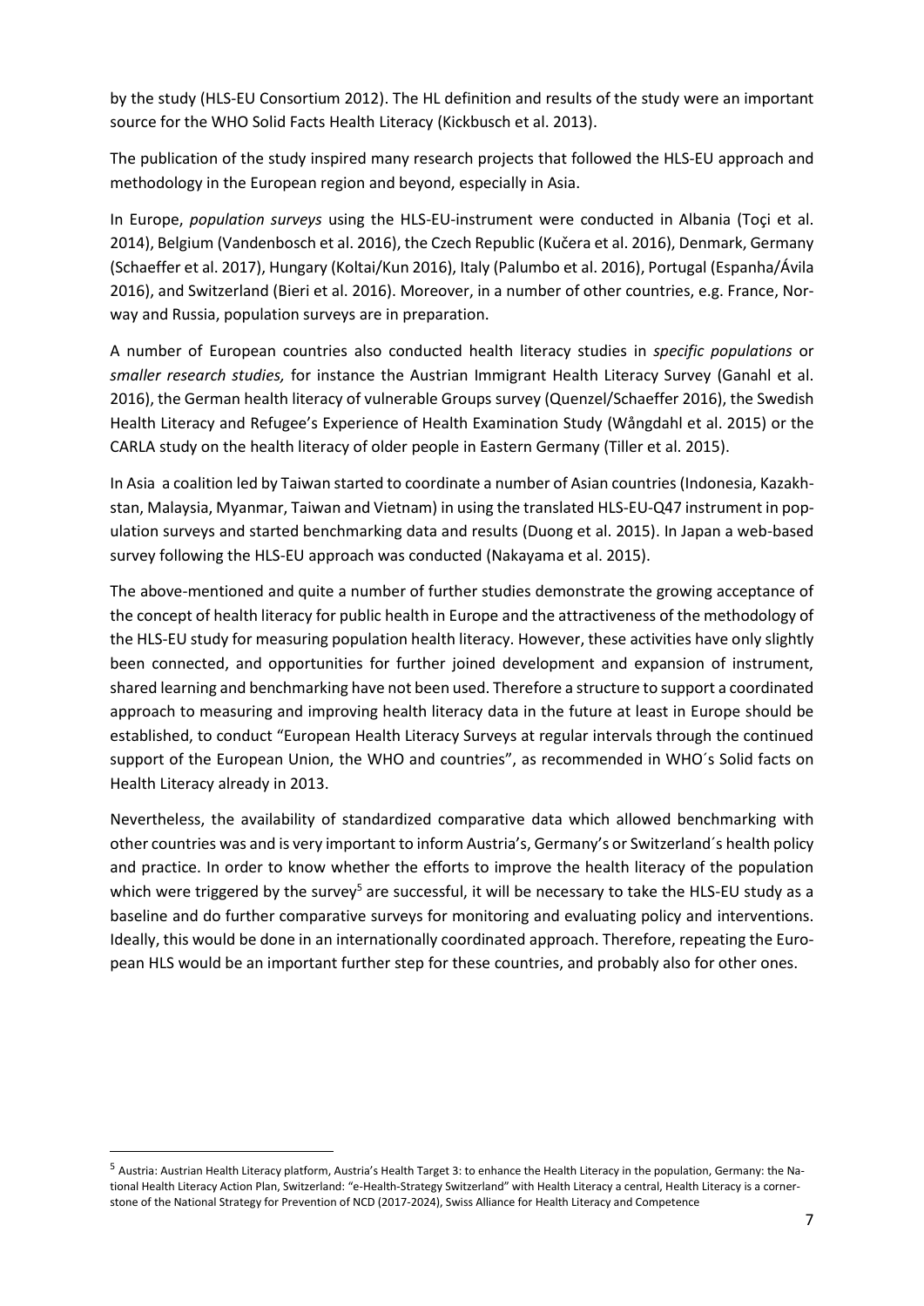by the study (HLS-EU Consortium 2012). The HL definition and results of the study were an important source for the WHO Solid Facts Health Literacy (Kickbusch et al. 2013).

The publication of the study inspired many research projects that followed the HLS-EU approach and methodology in the European region and beyond, especially in Asia.

In Europe, *population surveys* using the HLS-EU-instrument were conducted in Albania (Toçi et al. 2014), Belgium (Vandenbosch et al. 2016), the Czech Republic (Kučera et al. 2016), Denmark, Germany (Schaeffer et al. 2017), Hungary (Koltai/Kun 2016), Italy (Palumbo et al. 2016), Portugal (Espanha/Ávila 2016), and Switzerland (Bieri et al. 2016). Moreover, in a number of other countries, e.g. France, Norway and Russia, population surveys are in preparation.

A number of European countries also conducted health literacy studies in *specific populations* or *smaller research studies,* for instance the Austrian Immigrant Health Literacy Survey (Ganahl et al. 2016), the German health literacy of vulnerable Groups survey (Quenzel/Schaeffer 2016), the Swedish Health Literacy and Refugee's Experience of Health Examination Study (Wångdahl et al. 2015) or the CARLA study on the health literacy of older people in Eastern Germany (Tiller et al. 2015).

In Asia a coalition led by Taiwan started to coordinate a number of Asian countries (Indonesia, Kazakhstan, Malaysia, Myanmar, Taiwan and Vietnam) in using the translated HLS-EU-Q47 instrument in population surveys and started benchmarking data and results (Duong et al. 2015). In Japan a web-based survey following the HLS-EU approach was conducted (Nakayama et al. 2015).

The above-mentioned and quite a number of further studies demonstrate the growing acceptance of the concept of health literacy for public health in Europe and the attractiveness of the methodology of the HLS-EU study for measuring population health literacy. However, these activities have only slightly been connected, and opportunities for further joined development and expansion of instrument, shared learning and benchmarking have not been used. Therefore a structure to support a coordinated approach to measuring and improving health literacy data in the future at least in Europe should be established, to conduct "European Health Literacy Surveys at regular intervals through the continued support of the European Union, the WHO and countries", as recommended in WHO´s Solid facts on Health Literacy already in 2013.

Nevertheless, the availability of standardized comparative data which allowed benchmarking with other countries was and is very important to inform Austria's, Germany's or Switzerland´s health policy and practice. In order to know whether the efforts to improve the health literacy of the population which were triggered by the survey[5] are successful, it will be necessary to take the HLS-EU study as a baseline and do further comparative surveys for monitoring and evaluating policy and interventions. Ideally, this would be done in an internationally coordinated approach. Therefore, repeating the European HLS would be an important further step for these countries, and probably also for other ones.

---

[5] Austria: Austrian Health Literacy platform, Austria's Health Target 3: to enhance the Health Literacy in the population, Germany: the National Health Literacy Action Plan, Switzerland: "e-Health-Strategy Switzerland" with Health Literacy a central, Health Literacy is a cornerstone of the National Strategy for Prevention of NCD (2017-2024), Swiss Alliance for Health Literacy and Competence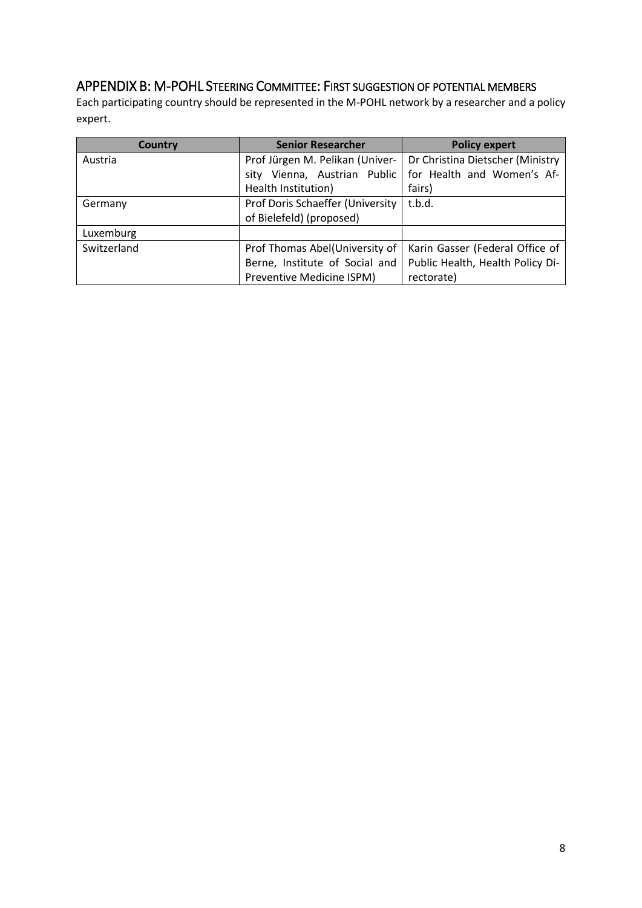## APPENDIX B: M-POHL STEERING COMMITTEE: FIRST SUGGESTION OF POTENTIAL MEMBERS

Each participating country should be represented in the M-POHL network by a researcher and a policy expert.

| Country | Senior Researcher | Policy expert |
|---|---|---|
| Austria | Prof Jürgen M. Pelikan (University Vienna, Austrian Public Health Institution) | Dr Christina Dietscher (Ministry for Health and Women's Affairs) |
| Germany | Prof Doris Schaeffer (University of Bielefeld) (proposed) | t.b.d. |
| Luxemburg | | |
| Switzerland | Prof Thomas Abel(University of Berne, Institute of Social and Preventive Medicine ISPM) | Karin Gasser (Federal Office of Public Health, Health Policy Directorate) |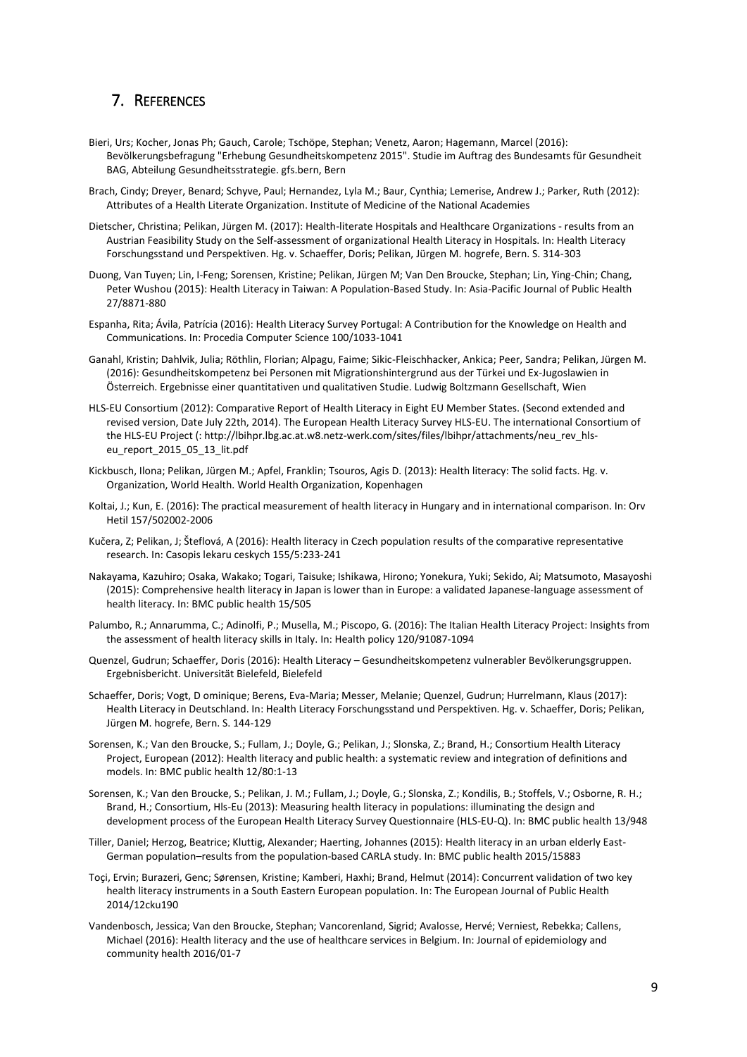## 7. References

Bieri, Urs; Kocher, Jonas Ph; Gauch, Carole; Tschöpe, Stephan; Venetz, Aaron; Hagemann, Marcel (2016): Bevölkerungsbefragung "Erhebung Gesundheitskompetenz 2015". Studie im Auftrag des Bundesamts für Gesundheit BAG, Abteilung Gesundheitsstrategie. gfs.bern, Bern

Brach, Cindy; Dreyer, Benard; Schyve, Paul; Hernandez, Lyla M.; Baur, Cynthia; Lemerise, Andrew J.; Parker, Ruth (2012): Attributes of a Health Literate Organization. Institute of Medicine of the National Academies

Dietscher, Christina; Pelikan, Jürgen M. (2017): Health-literate Hospitals and Healthcare Organizations - results from an Austrian Feasibility Study on the Self-assessment of organizational Health Literacy in Hospitals. In: Health Literacy Forschungsstand und Perspektiven. Hg. v. Schaeffer, Doris; Pelikan, Jürgen M. hogrefe, Bern. S. 314-303

Duong, Van Tuyen; Lin, I-Feng; Sorensen, Kristine; Pelikan, Jürgen M; Van Den Broucke, Stephan; Lin, Ying-Chin; Chang, Peter Wushou (2015): Health Literacy in Taiwan: A Population-Based Study. In: Asia-Pacific Journal of Public Health 27/8871-880

Espanha, Rita; Ávila, Patrícia (2016): Health Literacy Survey Portugal: A Contribution for the Knowledge on Health and Communications. In: Procedia Computer Science 100/1033-1041

Ganahl, Kristin; Dahlvik, Julia; Röthlin, Florian; Alpagu, Faime; Sikic-Fleischhacker, Ankica; Peer, Sandra; Pelikan, Jürgen M. (2016): Gesundheitskompetenz bei Personen mit Migrationshintergrund aus der Türkei und Ex-Jugoslawien in Österreich. Ergebnisse einer quantitativen und qualitativen Studie. Ludwig Boltzmann Gesellschaft, Wien

HLS-EU Consortium (2012): Comparative Report of Health Literacy in Eight EU Member States. (Second extended and revised version, Date July 22th, 2014). The European Health Literacy Survey HLS-EU. The international Consortium of the HLS-EU Project (: http://lbihpr.lbg.ac.at.w8.netz-werk.com/sites/files/lbihpr/attachments/neu_rev_hls-eu_report_2015_05_13_lit.pdf

Kickbusch, Ilona; Pelikan, Jürgen M.; Apfel, Franklin; Tsouros, Agis D. (2013): Health literacy: The solid facts. Hg. v. Organization, World Health. World Health Organization, Kopenhagen

Koltai, J.; Kun, E. (2016): The practical measurement of health literacy in Hungary and in international comparison. In: Orv Hetil 157/502002-2006

Kučera, Z; Pelikan, J; Šteflová, A (2016): Health literacy in Czech population results of the comparative representative research. In: Casopis lekaru ceskych 155/5:233-241

Nakayama, Kazuhiro; Osaka, Wakako; Togari, Taisuke; Ishikawa, Hirono; Yonekura, Yuki; Sekido, Ai; Matsumoto, Masayoshi (2015): Comprehensive health literacy in Japan is lower than in Europe: a validated Japanese-language assessment of health literacy. In: BMC public health 15/505

Palumbo, R.; Annarumma, C.; Adinolfi, P.; Musella, M.; Piscopo, G. (2016): The Italian Health Literacy Project: Insights from the assessment of health literacy skills in Italy. In: Health policy 120/91087-1094

Quenzel, Gudrun; Schaeffer, Doris (2016): Health Literacy – Gesundheitskompetenz vulnerabler Bevölkerungsgruppen. Ergebnisbericht. Universität Bielefeld, Bielefeld

Schaeffer, Doris; Vogt, D ominique; Berens, Eva-Maria; Messer, Melanie; Quenzel, Gudrun; Hurrelmann, Klaus (2017): Health Literacy in Deutschland. In: Health Literacy Forschungsstand und Perspektiven. Hg. v. Schaeffer, Doris; Pelikan, Jürgen M. hogrefe, Bern. S. 144-129

Sorensen, K.; Van den Broucke, S.; Fullam, J.; Doyle, G.; Pelikan, J.; Slonska, Z.; Brand, H.; Consortium Health Literacy Project, European (2012): Health literacy and public health: a systematic review and integration of definitions and models. In: BMC public health 12/80:1-13

Sorensen, K.; Van den Broucke, S.; Pelikan, J. M.; Fullam, J.; Doyle, G.; Slonska, Z.; Kondilis, B.; Stoffels, V.; Osborne, R. H.; Brand, H.; Consortium, Hls-Eu (2013): Measuring health literacy in populations: illuminating the design and development process of the European Health Literacy Survey Questionnaire (HLS-EU-Q). In: BMC public health 13/948

Tiller, Daniel; Herzog, Beatrice; Kluttig, Alexander; Haerting, Johannes (2015): Health literacy in an urban elderly East-German population–results from the population-based CARLA study. In: BMC public health 2015/15883

Toçi, Ervin; Burazeri, Genc; Sørensen, Kristine; Kamberi, Haxhi; Brand, Helmut (2014): Concurrent validation of two key health literacy instruments in a South Eastern European population. In: The European Journal of Public Health 2014/12cku190

Vandenbosch, Jessica; Van den Broucke, Stephan; Vancorenland, Sigrid; Avalosse, Hervé; Verniest, Rebekka; Callens, Michael (2016): Health literacy and the use of healthcare services in Belgium. In: Journal of epidemiology and community health 2016/01-7